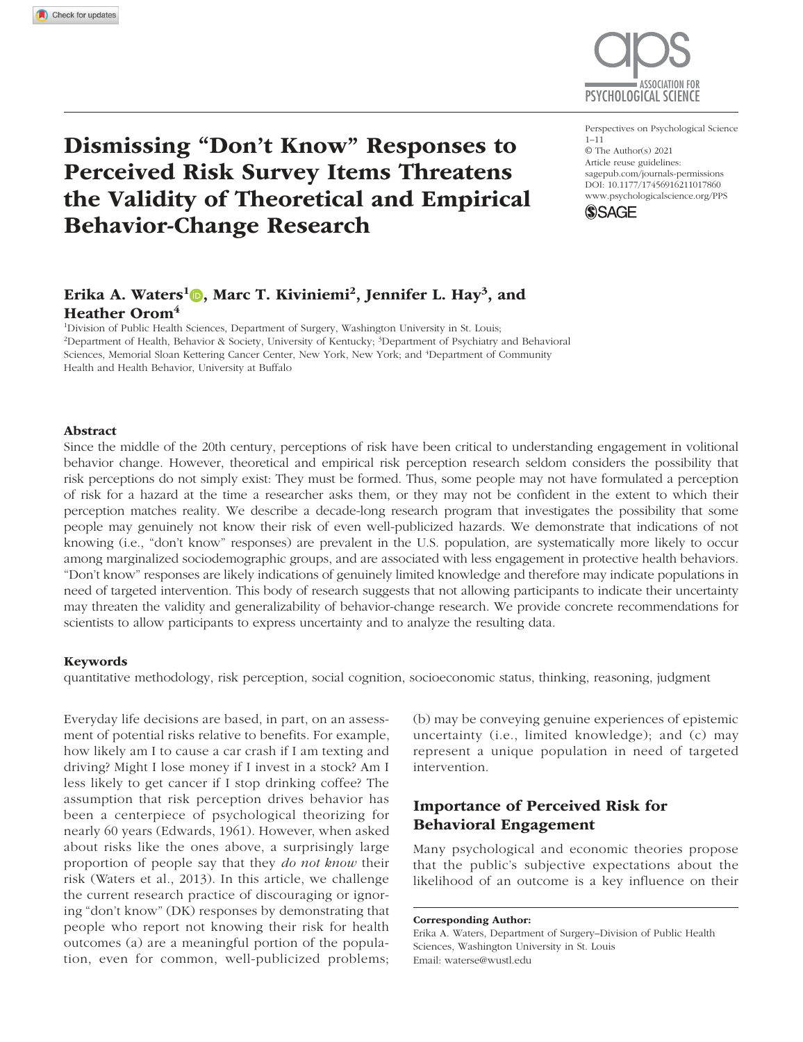# Dismissing "Don't Know" Responses to Perceived Risk Survey Items Threatens the Validity of Theoretical and Empirical Behavior-Change Research

Perspectives on Psychological Science
1–11
© The Author(s) 2021
Article reuse guidelines: sagepub.com/journals-permissions
DOI: 10.1177/1745691621101786O
www.psychologicalscience.org/PPS

**Erika A. Waters[1], Marc T. Kiviniemi[2], Jennifer L. Hay[3], and Heather Orom[4]**

[1]Division of Public Health Sciences, Department of Surgery, Washington University in St. Louis; [2]Department of Health, Behavior & Society, University of Kentucky; [3]Department of Psychiatry and Behavioral Sciences, Memorial Sloan Kettering Cancer Center, New York, New York; and [4]Department of Community Health and Health Behavior, University at Buffalo

## Abstract

Since the middle of the 20th century, perceptions of risk have been critical to understanding engagement in volitional behavior change. However, theoretical and empirical risk perception research seldom considers the possibility that risk perceptions do not simply exist: They must be formed. Thus, some people may not have formulated a perception of risk for a hazard at the time a researcher asks them, or they may not be confident in the extent to which their perception matches reality. We describe a decade-long research program that investigates the possibility that some people may genuinely not know their risk of even well-publicized hazards. We demonstrate that indications of not knowing (i.e., "don't know" responses) are prevalent in the U.S. population, are systematically more likely to occur among marginalized sociodemographic groups, and are associated with less engagement in protective health behaviors. "Don't know" responses are likely indications of genuinely limited knowledge and therefore may indicate populations in need of targeted intervention. This body of research suggests that not allowing participants to indicate their uncertainty may threaten the validity and generalizability of behavior-change research. We provide concrete recommendations for scientists to allow participants to express uncertainty and to analyze the resulting data.

## Keywords

quantitative methodology, risk perception, social cognition, socioeconomic status, thinking, reasoning, judgment

Everyday life decisions are based, in part, on an assessment of potential risks relative to benefits. For example, how likely am I to cause a car crash if I am texting and driving? Might I lose money if I invest in a stock? Am I less likely to get cancer if I stop drinking coffee? The assumption that risk perception drives behavior has been a centerpiece of psychological theorizing for nearly 60 years (Edwards, 1961). However, when asked about risks like the ones above, a surprisingly large proportion of people say that they *do not know* their risk (Waters et al., 2013). In this article, we challenge the current research practice of discouraging or ignoring "don't know" (DK) responses by demonstrating that people who report not knowing their risk for health outcomes (a) are a meaningful portion of the population, even for common, well-publicized problems; (b) may be conveying genuine experiences of epistemic uncertainty (i.e., limited knowledge); and (c) may represent a unique population in need of targeted intervention.

## Importance of Perceived Risk for Behavioral Engagement

Many psychological and economic theories propose that the public's subjective expectations about the likelihood of an outcome is a key influence on their

**Corresponding Author:**
Erika A. Waters, Department of Surgery–Division of Public Health Sciences, Washington University in St. Louis
Email: waterse@wustl.edu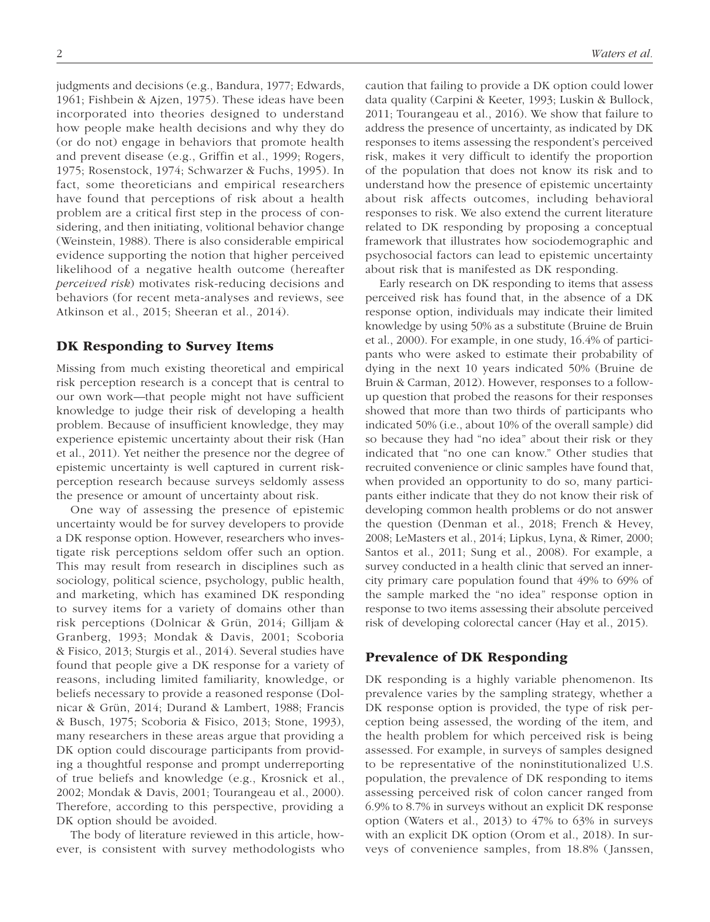judgments and decisions (e.g., Bandura, 1977; Edwards, 1961; Fishbein & Ajzen, 1975). These ideas have been incorporated into theories designed to understand how people make health decisions and why they do (or do not) engage in behaviors that promote health and prevent disease (e.g., Griffin et al., 1999; Rogers, 1975; Rosenstock, 1974; Schwarzer & Fuchs, 1995). In fact, some theoreticians and empirical researchers have found that perceptions of risk about a health problem are a critical first step in the process of considering, and then initiating, volitional behavior change (Weinstein, 1988). There is also considerable empirical evidence supporting the notion that higher perceived likelihood of a negative health outcome (hereafter *perceived risk*) motivates risk-reducing decisions and behaviors (for recent meta-analyses and reviews, see Atkinson et al., 2015; Sheeran et al., 2014).

## DK Responding to Survey Items

Missing from much existing theoretical and empirical risk perception research is a concept that is central to our own work—that people might not have sufficient knowledge to judge their risk of developing a health problem. Because of insufficient knowledge, they may experience epistemic uncertainty about their risk (Han et al., 2011). Yet neither the presence nor the degree of epistemic uncertainty is well captured in current risk-perception research because surveys seldomly assess the presence or amount of uncertainty about risk.

One way of assessing the presence of epistemic uncertainty would be for survey developers to provide a DK response option. However, researchers who investigate risk perceptions seldom offer such an option. This may result from research in disciplines such as sociology, political science, psychology, public health, and marketing, which has examined DK responding to survey items for a variety of domains other than risk perceptions (Dolnicar & Grün, 2014; Gilljam & Granberg, 1993; Mondak & Davis, 2001; Scoboria & Fisico, 2013; Sturgis et al., 2014). Several studies have found that people give a DK response for a variety of reasons, including limited familiarity, knowledge, or beliefs necessary to provide a reasoned response (Dolnicar & Grün, 2014; Durand & Lambert, 1988; Francis & Busch, 1975; Scoboria & Fisico, 2013; Stone, 1993), many researchers in these areas argue that providing a DK option could discourage participants from providing a thoughtful response and prompt underreporting of true beliefs and knowledge (e.g., Krosnick et al., 2002; Mondak & Davis, 2001; Tourangeau et al., 2000). Therefore, according to this perspective, providing a DK option should be avoided.

The body of literature reviewed in this article, however, is consistent with survey methodologists who caution that failing to provide a DK option could lower data quality (Carpini & Keeter, 1993; Luskin & Bullock, 2011; Tourangeau et al., 2016). We show that failure to address the presence of uncertainty, as indicated by DK responses to items assessing the respondent's perceived risk, makes it very difficult to identify the proportion of the population that does not know its risk and to understand how the presence of epistemic uncertainty about risk affects outcomes, including behavioral responses to risk. We also extend the current literature related to DK responding by proposing a conceptual framework that illustrates how sociodemographic and psychosocial factors can lead to epistemic uncertainty about risk that is manifested as DK responding.

Early research on DK responding to items that assess perceived risk has found that, in the absence of a DK response option, individuals may indicate their limited knowledge by using 50% as a substitute (Bruine de Bruin et al., 2000). For example, in one study, 16.4% of participants who were asked to estimate their probability of dying in the next 10 years indicated 50% (Bruine de Bruin & Carman, 2012). However, responses to a follow-up question that probed the reasons for their responses showed that more than two thirds of participants who indicated 50% (i.e., about 10% of the overall sample) did so because they had "no idea" about their risk or they indicated that "no one can know." Other studies that recruited convenience or clinic samples have found that, when provided an opportunity to do so, many participants either indicate that they do not know their risk of developing common health problems or do not answer the question (Denman et al., 2018; French & Hevey, 2008; LeMasters et al., 2014; Lipkus, Lyna, & Rimer, 2000; Santos et al., 2011; Sung et al., 2008). For example, a survey conducted in a health clinic that served an inner-city primary care population found that 49% to 69% of the sample marked the "no idea" response option in response to two items assessing their absolute perceived risk of developing colorectal cancer (Hay et al., 2015).

## Prevalence of DK Responding

DK responding is a highly variable phenomenon. Its prevalence varies by the sampling strategy, whether a DK response option is provided, the type of risk perception being assessed, the wording of the item, and the health problem for which perceived risk is being assessed. For example, in surveys of samples designed to be representative of the noninstitutionalized U.S. population, the prevalence of DK responding to items assessing perceived risk of colon cancer ranged from 6.9% to 8.7% in surveys without an explicit DK response option (Waters et al., 2013) to 47% to 63% in surveys with an explicit DK option (Orom et al., 2018). In surveys of convenience samples, from 18.8% (Janssen,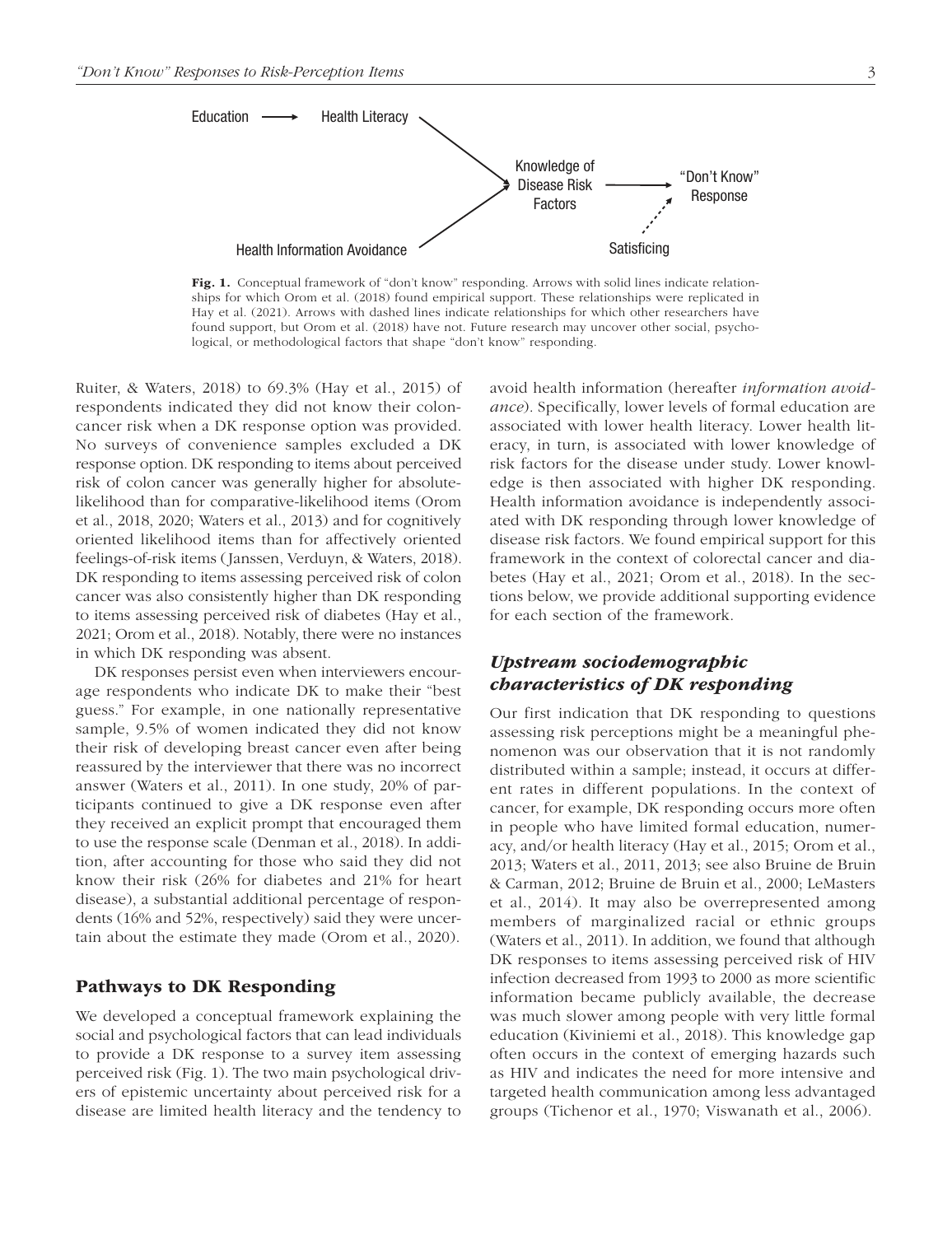Education → Health Literacy → Knowledge of Disease Risk Factors → "Don't Know" Response

Health Information Avoidance → Knowledge of Disease Risk Factors

Satisficing ⇢ "Don't Know" Response

**Fig. 1.** Conceptual framework of "don't know" responding. Arrows with solid lines indicate relationships for which Orom et al. (2018) found empirical support. These relationships were replicated in Hay et al. (2021). Arrows with dashed lines indicate relationships for which other researchers have found support, but Orom et al. (2018) have not. Future research may uncover other social, psychological, or methodological factors that shape "don't know" responding.

Ruiter, & Waters, 2018) to 69.3% (Hay et al., 2015) of respondents indicated they did not know their colon-cancer risk when a DK response option was provided. No surveys of convenience samples excluded a DK response option. DK responding to items about perceived risk of colon cancer was generally higher for absolute-likelihood than for comparative-likelihood items (Orom et al., 2018, 2020; Waters et al., 2013) and for cognitively oriented likelihood items than for affectively oriented feelings-of-risk items (Janssen, Verduyn, & Waters, 2018). DK responding to items assessing perceived risk of colon cancer was also consistently higher than DK responding to items assessing perceived risk of diabetes (Hay et al., 2021; Orom et al., 2018). Notably, there were no instances in which DK responding was absent.

DK responses persist even when interviewers encourage respondents who indicate DK to make their "best guess." For example, in one nationally representative sample, 9.5% of women indicated they did not know their risk of developing breast cancer even after being reassured by the interviewer that there was no incorrect answer (Waters et al., 2011). In one study, 20% of participants continued to give a DK response even after they received an explicit prompt that encouraged them to use the response scale (Denman et al., 2018). In addition, after accounting for those who said they did not know their risk (26% for diabetes and 21% for heart disease), a substantial additional percentage of respondents (16% and 52%, respectively) said they were uncertain about the estimate they made (Orom et al., 2020).

## Pathways to DK Responding

We developed a conceptual framework explaining the social and psychological factors that can lead individuals to provide a DK response to a survey item assessing perceived risk (Fig. 1). The two main psychological drivers of epistemic uncertainty about perceived risk for a disease are limited health literacy and the tendency to avoid health information (hereafter *information avoidance*). Specifically, lower levels of formal education are associated with lower health literacy. Lower health literacy, in turn, is associated with lower knowledge of risk factors for the disease under study. Lower knowledge is then associated with higher DK responding. Health information avoidance is independently associated with DK responding through lower knowledge of disease risk factors. We found empirical support for this framework in the context of colorectal cancer and diabetes (Hay et al., 2021; Orom et al., 2018). In the sections below, we provide additional supporting evidence for each section of the framework.

### *Upstream sociodemographic characteristics of DK responding*

Our first indication that DK responding to questions assessing risk perceptions might be a meaningful phenomenon was our observation that it is not randomly distributed within a sample; instead, it occurs at different rates in different populations. In the context of cancer, for example, DK responding occurs more often in people who have limited formal education, numeracy, and/or health literacy (Hay et al., 2015; Orom et al., 2013; Waters et al., 2011, 2013; see also Bruine de Bruin & Carman, 2012; Bruine de Bruin et al., 2000; LeMasters et al., 2014). It may also be overrepresented among members of marginalized racial or ethnic groups (Waters et al., 2011). In addition, we found that although DK responses to items assessing perceived risk of HIV infection decreased from 1993 to 2000 as more scientific information became publicly available, the decrease was much slower among people with very little formal education (Kiviniemi et al., 2018). This knowledge gap often occurs in the context of emerging hazards such as HIV and indicates the need for more intensive and targeted health communication among less advantaged groups (Tichenor et al., 1970; Viswanath et al., 2006).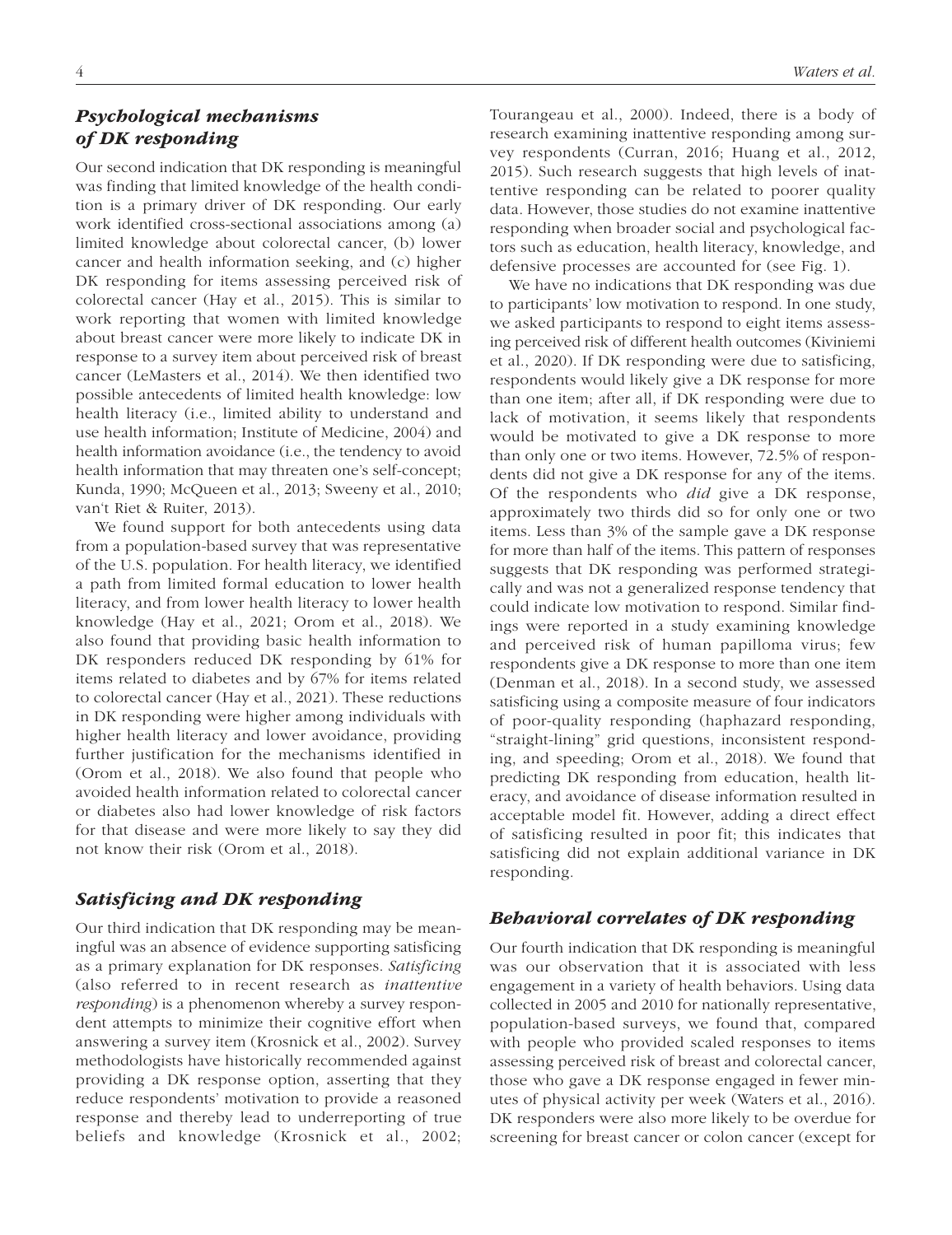## *Psychological mechanisms of DK responding*

Our second indication that DK responding is meaningful was finding that limited knowledge of the health condition is a primary driver of DK responding. Our early work identified cross-sectional associations among (a) limited knowledge about colorectal cancer, (b) lower cancer and health information seeking, and (c) higher DK responding for items assessing perceived risk of colorectal cancer (Hay et al., 2015). This is similar to work reporting that women with limited knowledge about breast cancer were more likely to indicate DK in response to a survey item about perceived risk of breast cancer (LeMasters et al., 2014). We then identified two possible antecedents of limited health knowledge: low health literacy (i.e., limited ability to understand and use health information; Institute of Medicine, 2004) and health information avoidance (i.e., the tendency to avoid health information that may threaten one's self-concept; Kunda, 1990; McQueen et al., 2013; Sweeny et al., 2010; van't Riet & Ruiter, 2013).

We found support for both antecedents using data from a population-based survey that was representative of the U.S. population. For health literacy, we identified a path from limited formal education to lower health literacy, and from lower health literacy to lower health knowledge (Hay et al., 2021; Orom et al., 2018). We also found that providing basic health information to DK responders reduced DK responding by 61% for items related to diabetes and by 67% for items related to colorectal cancer (Hay et al., 2021). These reductions in DK responding were higher among individuals with higher health literacy and lower avoidance, providing further justification for the mechanisms identified in (Orom et al., 2018). We also found that people who avoided health information related to colorectal cancer or diabetes also had lower knowledge of risk factors for that disease and were more likely to say they did not know their risk (Orom et al., 2018).

## *Satisficing and DK responding*

Our third indication that DK responding may be meaningful was an absence of evidence supporting satisficing as a primary explanation for DK responses. *Satisficing* (also referred to in recent research as *inattentive responding*) is a phenomenon whereby a survey respondent attempts to minimize their cognitive effort when answering a survey item (Krosnick et al., 2002). Survey methodologists have historically recommended against providing a DK response option, asserting that they reduce respondents' motivation to provide a reasoned response and thereby lead to underreporting of true beliefs and knowledge (Krosnick et al., 2002; Tourangeau et al., 2000). Indeed, there is a body of research examining inattentive responding among survey respondents (Curran, 2016; Huang et al., 2012, 2015). Such research suggests that high levels of inattentive responding can be related to poorer quality data. However, those studies do not examine inattentive responding when broader social and psychological factors such as education, health literacy, knowledge, and defensive processes are accounted for (see Fig. 1).

We have no indications that DK responding was due to participants' low motivation to respond. In one study, we asked participants to respond to eight items assessing perceived risk of different health outcomes (Kiviniemi et al., 2020). If DK responding were due to satisficing, respondents would likely give a DK response for more than one item; after all, if DK responding were due to lack of motivation, it seems likely that respondents would be motivated to give a DK response to more than only one or two items. However, 72.5% of respondents did not give a DK response for any of the items. Of the respondents who *did* give a DK response, approximately two thirds did so for only one or two items. Less than 3% of the sample gave a DK response for more than half of the items. This pattern of responses suggests that DK responding was performed strategically and was not a generalized response tendency that could indicate low motivation to respond. Similar findings were reported in a study examining knowledge and perceived risk of human papilloma virus; few respondents give a DK response to more than one item (Denman et al., 2018). In a second study, we assessed satisficing using a composite measure of four indicators of poor-quality responding (haphazard responding, "straight-lining" grid questions, inconsistent responding, and speeding; Orom et al., 2018). We found that predicting DK responding from education, health literacy, and avoidance of disease information resulted in acceptable model fit. However, adding a direct effect of satisficing resulted in poor fit; this indicates that satisficing did not explain additional variance in DK responding.

## *Behavioral correlates of DK responding*

Our fourth indication that DK responding is meaningful was our observation that it is associated with less engagement in a variety of health behaviors. Using data collected in 2005 and 2010 for nationally representative, population-based surveys, we found that, compared with people who provided scaled responses to items assessing perceived risk of breast and colorectal cancer, those who gave a DK response engaged in fewer minutes of physical activity per week (Waters et al., 2016). DK responders were also more likely to be overdue for screening for breast cancer or colon cancer (except for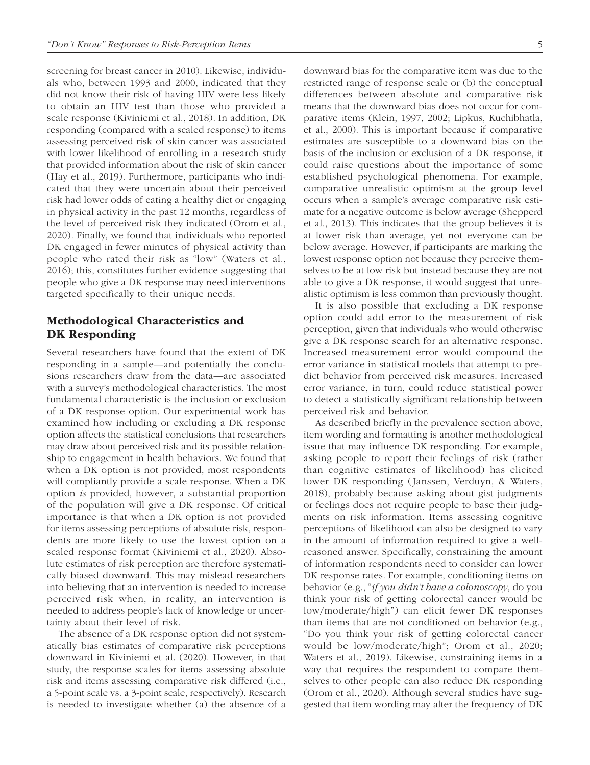screening for breast cancer in 2010). Likewise, individuals who, between 1993 and 2000, indicated that they did not know their risk of having HIV were less likely to obtain an HIV test than those who provided a scale response (Kiviniemi et al., 2018). In addition, DK responding (compared with a scaled response) to items assessing perceived risk of skin cancer was associated with lower likelihood of enrolling in a research study that provided information about the risk of skin cancer (Hay et al., 2019). Furthermore, participants who indicated that they were uncertain about their perceived risk had lower odds of eating a healthy diet or engaging in physical activity in the past 12 months, regardless of the level of perceived risk they indicated (Orom et al., 2020). Finally, we found that individuals who reported DK engaged in fewer minutes of physical activity than people who rated their risk as "low" (Waters et al., 2016); this, constitutes further evidence suggesting that people who give a DK response may need interventions targeted specifically to their unique needs.

## Methodological Characteristics and DK Responding

Several researchers have found that the extent of DK responding in a sample—and potentially the conclusions researchers draw from the data—are associated with a survey's methodological characteristics. The most fundamental characteristic is the inclusion or exclusion of a DK response option. Our experimental work has examined how including or excluding a DK response option affects the statistical conclusions that researchers may draw about perceived risk and its possible relationship to engagement in health behaviors. We found that when a DK option is not provided, most respondents will compliantly provide a scale response. When a DK option *is* provided, however, a substantial proportion of the population will give a DK response. Of critical importance is that when a DK option is not provided for items assessing perceptions of absolute risk, respondents are more likely to use the lowest option on a scaled response format (Kiviniemi et al., 2020). Absolute estimates of risk perception are therefore systematically biased downward. This may mislead researchers into believing that an intervention is needed to increase perceived risk when, in reality, an intervention is needed to address people's lack of knowledge or uncertainty about their level of risk.

The absence of a DK response option did not systematically bias estimates of comparative risk perceptions downward in Kiviniemi et al. (2020). However, in that study, the response scales for items assessing absolute risk and items assessing comparative risk differed (i.e., a 5-point scale vs. a 3-point scale, respectively). Research is needed to investigate whether (a) the absence of a downward bias for the comparative item was due to the restricted range of response scale or (b) the conceptual differences between absolute and comparative risk means that the downward bias does not occur for comparative items (Klein, 1997, 2002; Lipkus, Kuchibhatla, et al., 2000). This is important because if comparative estimates are susceptible to a downward bias on the basis of the inclusion or exclusion of a DK response, it could raise questions about the importance of some established psychological phenomena. For example, comparative unrealistic optimism at the group level occurs when a sample's average comparative risk estimate for a negative outcome is below average (Shepperd et al., 2013). This indicates that the group believes it is at lower risk than average, yet not everyone can be below average. However, if participants are marking the lowest response option not because they perceive themselves to be at low risk but instead because they are not able to give a DK response, it would suggest that unrealistic optimism is less common than previously thought.

It is also possible that excluding a DK response option could add error to the measurement of risk perception, given that individuals who would otherwise give a DK response search for an alternative response. Increased measurement error would compound the error variance in statistical models that attempt to predict behavior from perceived risk measures. Increased error variance, in turn, could reduce statistical power to detect a statistically significant relationship between perceived risk and behavior.

As described briefly in the prevalence section above, item wording and formatting is another methodological issue that may influence DK responding. For example, asking people to report their feelings of risk (rather than cognitive estimates of likelihood) has elicited lower DK responding (Janssen, Verduyn, & Waters, 2018), probably because asking about gist judgments or feelings does not require people to base their judgments on risk information. Items assessing cognitive perceptions of likelihood can also be designed to vary in the amount of information required to give a well-reasoned answer. Specifically, constraining the amount of information respondents need to consider can lower DK response rates. For example, conditioning items on behavior (e.g., "*if you didn't have a colonoscopy*, do you think your risk of getting colorectal cancer would be low/moderate/high") can elicit fewer DK responses than items that are not conditioned on behavior (e.g., "Do you think your risk of getting colorectal cancer would be low/moderate/high"; Orom et al., 2020; Waters et al., 2019). Likewise, constraining items in a way that requires the respondent to compare themselves to other people can also reduce DK responding (Orom et al., 2020). Although several studies have suggested that item wording may alter the frequency of DK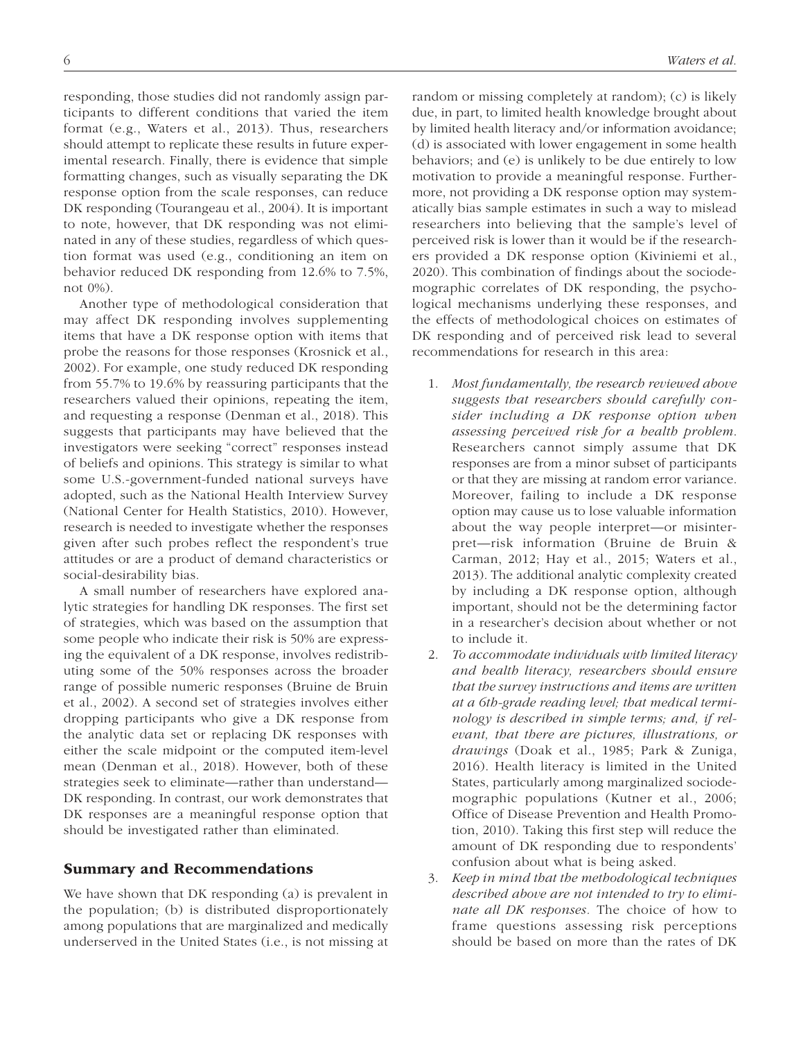responding, those studies did not randomly assign participants to different conditions that varied the item format (e.g., Waters et al., 2013). Thus, researchers should attempt to replicate these results in future experimental research. Finally, there is evidence that simple formatting changes, such as visually separating the DK response option from the scale responses, can reduce DK responding (Tourangeau et al., 2004). It is important to note, however, that DK responding was not eliminated in any of these studies, regardless of which question format was used (e.g., conditioning an item on behavior reduced DK responding from 12.6% to 7.5%, not 0%).

Another type of methodological consideration that may affect DK responding involves supplementing items that have a DK response option with items that probe the reasons for those responses (Krosnick et al., 2002). For example, one study reduced DK responding from 55.7% to 19.6% by reassuring participants that the researchers valued their opinions, repeating the item, and requesting a response (Denman et al., 2018). This suggests that participants may have believed that the investigators were seeking "correct" responses instead of beliefs and opinions. This strategy is similar to what some U.S.-government-funded national surveys have adopted, such as the National Health Interview Survey (National Center for Health Statistics, 2010). However, research is needed to investigate whether the responses given after such probes reflect the respondent's true attitudes or are a product of demand characteristics or social-desirability bias.

A small number of researchers have explored analytic strategies for handling DK responses. The first set of strategies, which was based on the assumption that some people who indicate their risk is 50% are expressing the equivalent of a DK response, involves redistributing some of the 50% responses across the broader range of possible numeric responses (Bruine de Bruin et al., 2002). A second set of strategies involves either dropping participants who give a DK response from the analytic data set or replacing DK responses with either the scale midpoint or the computed item-level mean (Denman et al., 2018). However, both of these strategies seek to eliminate—rather than understand—DK responding. In contrast, our work demonstrates that DK responses are a meaningful response option that should be investigated rather than eliminated.

## Summary and Recommendations

We have shown that DK responding (a) is prevalent in the population; (b) is distributed disproportionately among populations that are marginalized and medically underserved in the United States (i.e., is not missing at random or missing completely at random); (c) is likely due, in part, to limited health knowledge brought about by limited health literacy and/or information avoidance; (d) is associated with lower engagement in some health behaviors; and (e) is unlikely to be due entirely to low motivation to provide a meaningful response. Furthermore, not providing a DK response option may systematically bias sample estimates in such a way to mislead researchers into believing that the sample's level of perceived risk is lower than it would be if the researchers provided a DK response option (Kiviniemi et al., 2020). This combination of findings about the sociodemographic correlates of DK responding, the psychological mechanisms underlying these responses, and the effects of methodological choices on estimates of DK responding and of perceived risk lead to several recommendations for research in this area:

1. *Most fundamentally, the research reviewed above suggests that researchers should carefully consider including a DK response option when assessing perceived risk for a health problem.* Researchers cannot simply assume that DK responses are from a minor subset of participants or that they are missing at random error variance. Moreover, failing to include a DK response option may cause us to lose valuable information about the way people interpret—or misinterpret—risk information (Bruine de Bruin & Carman, 2012; Hay et al., 2015; Waters et al., 2013). The additional analytic complexity created by including a DK response option, although important, should not be the determining factor in a researcher's decision about whether or not to include it.
2. *To accommodate individuals with limited literacy and health literacy, researchers should ensure that the survey instructions and items are written at a 6th-grade reading level; that medical terminology is described in simple terms; and, if relevant, that there are pictures, illustrations, or drawings* (Doak et al., 1985; Park & Zuniga, 2016). Health literacy is limited in the United States, particularly among marginalized sociodemographic populations (Kutner et al., 2006; Office of Disease Prevention and Health Promotion, 2010). Taking this first step will reduce the amount of DK responding due to respondents' confusion about what is being asked.
3. *Keep in mind that the methodological techniques described above are not intended to try to eliminate all DK responses.* The choice of how to frame questions assessing risk perceptions should be based on more than the rates of DK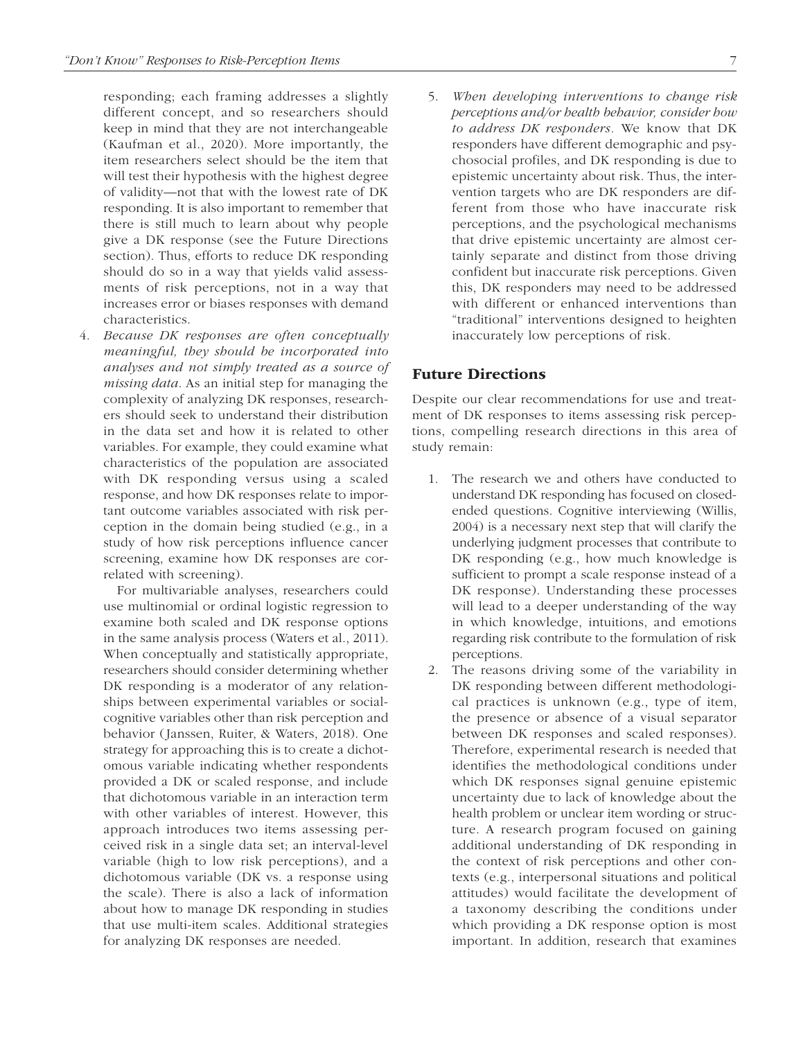responding; each framing addresses a slightly different concept, and so researchers should keep in mind that they are not interchangeable (Kaufman et al., 2020). More importantly, the item researchers select should be the item that will test their hypothesis with the highest degree of validity—not that with the lowest rate of DK responding. It is also important to remember that there is still much to learn about why people give a DK response (see the Future Directions section). Thus, efforts to reduce DK responding should do so in a way that yields valid assessments of risk perceptions, not in a way that increases error or biases responses with demand characteristics.

4. *Because DK responses are often conceptually meaningful, they should be incorporated into analyses and not simply treated as a source of missing data.* As an initial step for managing the complexity of analyzing DK responses, researchers should seek to understand their distribution in the data set and how it is related to other variables. For example, they could examine what characteristics of the population are associated with DK responding versus using a scaled response, and how DK responses relate to important outcome variables associated with risk perception in the domain being studied (e.g., in a study of how risk perceptions influence cancer screening, examine how DK responses are correlated with screening).

   For multivariable analyses, researchers could use multinomial or ordinal logistic regression to examine both scaled and DK response options in the same analysis process (Waters et al., 2011). When conceptually and statistically appropriate, researchers should consider determining whether DK responding is a moderator of any relationships between experimental variables or social-cognitive variables other than risk perception and behavior (Janssen, Ruiter, & Waters, 2018). One strategy for approaching this is to create a dichotomous variable indicating whether respondents provided a DK or scaled response, and include that dichotomous variable in an interaction term with other variables of interest. However, this approach introduces two items assessing perceived risk in a single data set; an interval-level variable (high to low risk perceptions), and a dichotomous variable (DK vs. a response using the scale). There is also a lack of information about how to manage DK responding in studies that use multi-item scales. Additional strategies for analyzing DK responses are needed.

5. *When developing interventions to change risk perceptions and/or health behavior, consider how to address DK responders.* We know that DK responders have different demographic and psychosocial profiles, and DK responding is due to epistemic uncertainty about risk. Thus, the intervention targets who are DK responders are different from those who have inaccurate risk perceptions, and the psychological mechanisms that drive epistemic uncertainty are almost certainly separate and distinct from those driving confident but inaccurate risk perceptions. Given this, DK responders may need to be addressed with different or enhanced interventions than "traditional" interventions designed to heighten inaccurately low perceptions of risk.

## Future Directions

Despite our clear recommendations for use and treatment of DK responses to items assessing risk perceptions, compelling research directions in this area of study remain:

1. The research we and others have conducted to understand DK responding has focused on closed-ended questions. Cognitive interviewing (Willis, 2004) is a necessary next step that will clarify the underlying judgment processes that contribute to DK responding (e.g., how much knowledge is sufficient to prompt a scale response instead of a DK response). Understanding these processes will lead to a deeper understanding of the way in which knowledge, intuitions, and emotions regarding risk contribute to the formulation of risk perceptions.
2. The reasons driving some of the variability in DK responding between different methodological practices is unknown (e.g., type of item, the presence or absence of a visual separator between DK responses and scaled responses). Therefore, experimental research is needed that identifies the methodological conditions under which DK responses signal genuine epistemic uncertainty due to lack of knowledge about the health problem or unclear item wording or structure. A research program focused on gaining additional understanding of DK responding in the context of risk perceptions and other contexts (e.g., interpersonal situations and political attitudes) would facilitate the development of a taxonomy describing the conditions under which providing a DK response option is most important. In addition, research that examines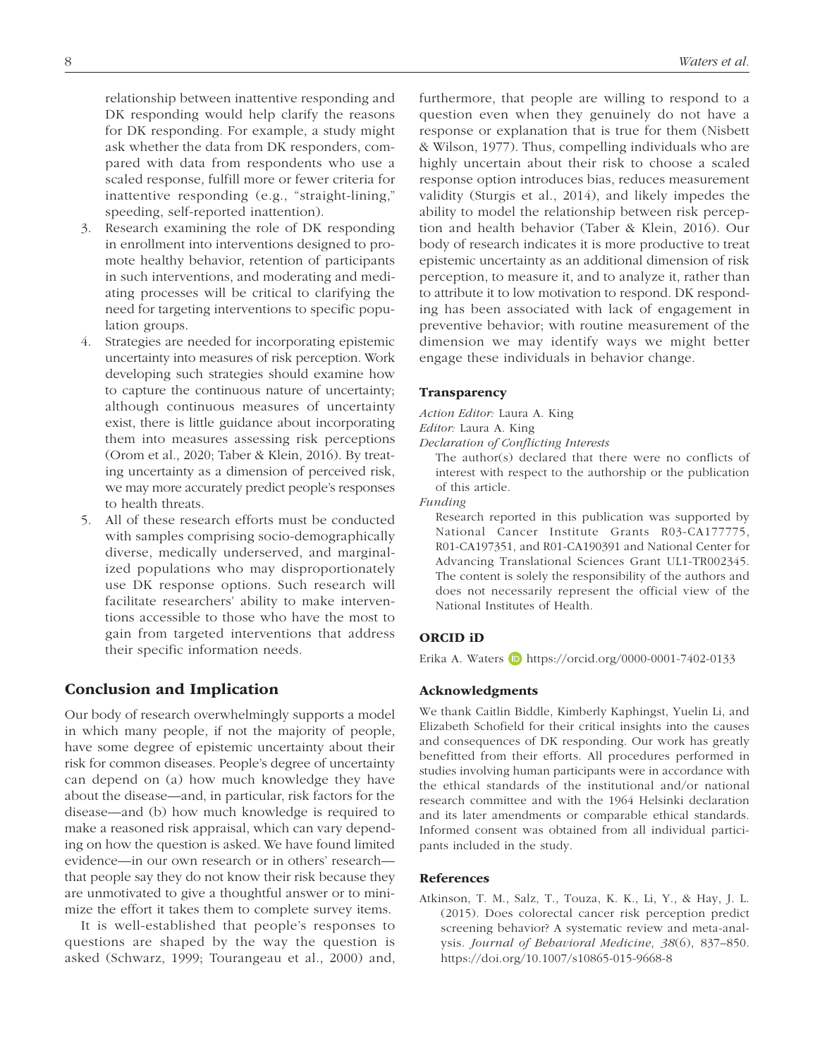relationship between inattentive responding and DK responding would help clarify the reasons for DK responding. For example, a study might ask whether the data from DK responders, compared with data from respondents who use a scaled response, fulfill more or fewer criteria for inattentive responding (e.g., "straight-lining," speeding, self-reported inattention).

3. Research examining the role of DK responding in enrollment into interventions designed to promote healthy behavior, retention of participants in such interventions, and moderating and mediating processes will be critical to clarifying the need for targeting interventions to specific population groups.
4. Strategies are needed for incorporating epistemic uncertainty into measures of risk perception. Work developing such strategies should examine how to capture the continuous nature of uncertainty; although continuous measures of uncertainty exist, there is little guidance about incorporating them into measures assessing risk perceptions (Orom et al., 2020; Taber & Klein, 2016). By treating uncertainty as a dimension of perceived risk, we may more accurately predict people's responses to health threats.
5. All of these research efforts must be conducted with samples comprising socio-demographically diverse, medically underserved, and marginalized populations who may disproportionately use DK response options. Such research will facilitate researchers' ability to make interventions accessible to those who have the most to gain from targeted interventions that address their specific information needs.

## Conclusion and Implication

Our body of research overwhelmingly supports a model in which many people, if not the majority of people, have some degree of epistemic uncertainty about their risk for common diseases. People's degree of uncertainty can depend on (a) how much knowledge they have about the disease—and, in particular, risk factors for the disease—and (b) how much knowledge is required to make a reasoned risk appraisal, which can vary depending on how the question is asked. We have found limited evidence—in our own research or in others' research—that people say they do not know their risk because they are unmotivated to give a thoughtful answer or to minimize the effort it takes them to complete survey items.

It is well-established that people's responses to questions are shaped by the way the question is asked (Schwarz, 1999; Tourangeau et al., 2000) and, furthermore, that people are willing to respond to a question even when they genuinely do not have a response or explanation that is true for them (Nisbett & Wilson, 1977). Thus, compelling individuals who are highly uncertain about their risk to choose a scaled response option introduces bias, reduces measurement validity (Sturgis et al., 2014), and likely impedes the ability to model the relationship between risk perception and health behavior (Taber & Klein, 2016). Our body of research indicates it is more productive to treat epistemic uncertainty as an additional dimension of risk perception, to measure it, and to analyze it, rather than to attribute it to low motivation to respond. DK responding has been associated with lack of engagement in preventive behavior; with routine measurement of the dimension we may identify ways we might better engage these individuals in behavior change.

### Transparency

*Action Editor:* Laura A. King

*Editor:* Laura A. King

*Declaration of Conflicting Interests*

The author(s) declared that there were no conflicts of interest with respect to the authorship or the publication of this article.

*Funding*

Research reported in this publication was supported by National Cancer Institute Grants R03-CA177775, R01-CA197351, and R01-CA190391 and National Center for Advancing Translational Sciences Grant UL1-TR002345. The content is solely the responsibility of the authors and does not necessarily represent the official view of the National Institutes of Health.

### ORCID iD

Erika A. Waters https://orcid.org/0000-0001-7402-0133

### Acknowledgments

We thank Caitlin Biddle, Kimberly Kaphingst, Yuelin Li, and Elizabeth Schofield for their critical insights into the causes and consequences of DK responding. Our work has greatly benefitted from their efforts. All procedures performed in studies involving human participants were in accordance with the ethical standards of the institutional and/or national research committee and with the 1964 Helsinki declaration and its later amendments or comparable ethical standards. Informed consent was obtained from all individual participants included in the study.

### References

Atkinson, T. M., Salz, T., Touza, K. K., Li, Y., & Hay, J. L. (2015). Does colorectal cancer risk perception predict screening behavior? A systematic review and meta-analysis. *Journal of Behavioral Medicine*, *38*(6), 837–850. https://doi.org/10.1007/s10865-015-9668-8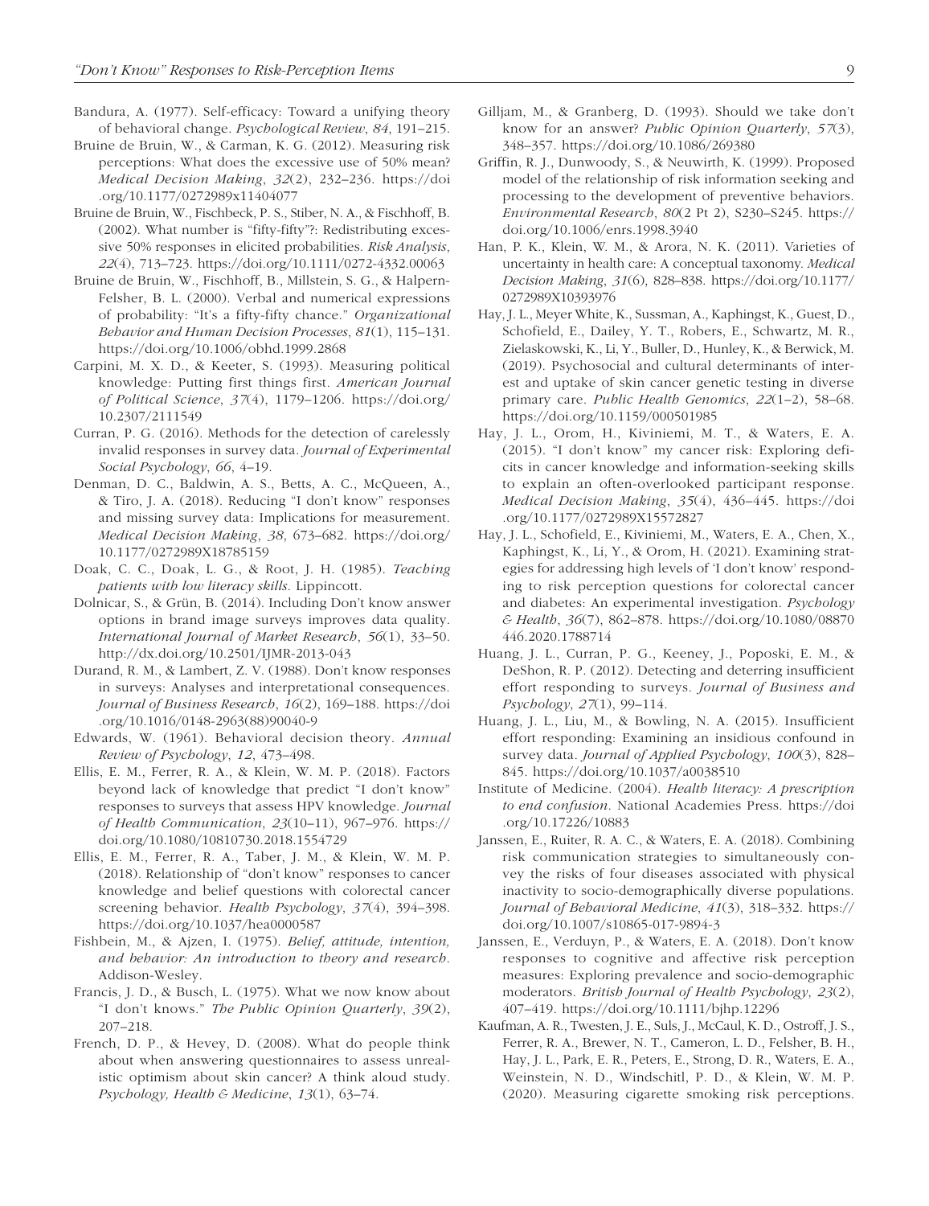Bandura, A. (1977). Self-efficacy: Toward a unifying theory of behavioral change. *Psychological Review*, *84*, 191–215.

Bruine de Bruin, W., & Carman, K. G. (2012). Measuring risk perceptions: What does the excessive use of 50% mean? *Medical Decision Making*, *32*(2), 232–236. https://doi.org/10.1177/0272989x11404077

Bruine de Bruin, W., Fischbeck, P. S., Stiber, N. A., & Fischhoff, B. (2002). What number is "fifty-fifty"?: Redistributing excessive 50% responses in elicited probabilities. *Risk Analysis*, *22*(4), 713–723. https://doi.org/10.1111/0272-4332.00063

Bruine de Bruin, W., Fischhoff, B., Millstein, S. G., & Halpern-Felsher, B. L. (2000). Verbal and numerical expressions of probability: "It's a fifty-fifty chance." *Organizational Behavior and Human Decision Processes*, *81*(1), 115–131. https://doi.org/10.1006/obhd.1999.2868

Carpini, M. X. D., & Keeter, S. (1993). Measuring political knowledge: Putting first things first. *American Journal of Political Science*, *37*(4), 1179–1206. https://doi.org/10.2307/2111549

Curran, P. G. (2016). Methods for the detection of carelessly invalid responses in survey data. *Journal of Experimental Social Psychology*, *66*, 4–19.

Denman, D. C., Baldwin, A. S., Betts, A. C., McQueen, A., & Tiro, J. A. (2018). Reducing "I don't know" responses and missing survey data: Implications for measurement. *Medical Decision Making*, *38*, 673–682. https://doi.org/10.1177/0272989X18785159

Doak, C. C., Doak, L. G., & Root, J. H. (1985). *Teaching patients with low literacy skills*. Lippincott.

Dolnicar, S., & Grün, B. (2014). Including Don't know answer options in brand image surveys improves data quality. *International Journal of Market Research*, *56*(1), 33–50. http://dx.doi.org/10.2501/IJMR-2013-043

Durand, R. M., & Lambert, Z. V. (1988). Don't know responses in surveys: Analyses and interpretational consequences. *Journal of Business Research*, *16*(2), 169–188. https://doi.org/10.1016/0148-2963(88)90040-9

Edwards, W. (1961). Behavioral decision theory. *Annual Review of Psychology*, *12*, 473–498.

Ellis, E. M., Ferrer, R. A., & Klein, W. M. P. (2018). Factors beyond lack of knowledge that predict "I don't know" responses to surveys that assess HPV knowledge. *Journal of Health Communication*, *23*(10–11), 967–976. https://doi.org/10.1080/10810730.2018.1554729

Ellis, E. M., Ferrer, R. A., Taber, J. M., & Klein, W. M. P. (2018). Relationship of "don't know" responses to cancer knowledge and belief questions with colorectal cancer screening behavior. *Health Psychology*, *37*(4), 394–398. https://doi.org/10.1037/hea0000587

Fishbein, M., & Ajzen, I. (1975). *Belief, attitude, intention, and behavior: An introduction to theory and research*. Addison-Wesley.

Francis, J. D., & Busch, L. (1975). What we now know about "I don't knows." *The Public Opinion Quarterly*, *39*(2), 207–218.

French, D. P., & Hevey, D. (2008). What do people think about when answering questionnaires to assess unrealistic optimism about skin cancer? A think aloud study. *Psychology, Health & Medicine*, *13*(1), 63–74.

Gilljam, M., & Granberg, D. (1993). Should we take don't know for an answer? *Public Opinion Quarterly*, *57*(3), 348–357. https://doi.org/10.1086/269380

Griffin, R. J., Dunwoody, S., & Neuwirth, K. (1999). Proposed model of the relationship of risk information seeking and processing to the development of preventive behaviors. *Environmental Research*, *80*(2 Pt 2), S230–S245. https://doi.org/10.1006/enrs.1998.3940

Han, P. K., Klein, W. M., & Arora, N. K. (2011). Varieties of uncertainty in health care: A conceptual taxonomy. *Medical Decision Making*, *31*(6), 828–838. https://doi.org/10.1177/0272989X10393976

Hay, J. L., Meyer White, K., Sussman, A., Kaphingst, K., Guest, D., Schofield, E., Dailey, Y. T., Robers, E., Schwartz, M. R., Zielaskowski, K., Li, Y., Buller, D., Hunley, K., & Berwick, M. (2019). Psychosocial and cultural determinants of interest and uptake of skin cancer genetic testing in diverse primary care. *Public Health Genomics*, *22*(1–2), 58–68. https://doi.org/10.1159/000501985

Hay, J. L., Orom, H., Kiviniemi, M. T., & Waters, E. A. (2015). "I don't know" my cancer risk: Exploring deficits in cancer knowledge and information-seeking skills to explain an often-overlooked participant response. *Medical Decision Making*, *35*(4), 436–445. https://doi.org/10.1177/0272989X15572827

Hay, J. L., Schofield, E., Kiviniemi, M., Waters, E. A., Chen, X., Kaphingst, K., Li, Y., & Orom, H. (2021). Examining strategies for addressing high levels of 'I don't know' responding to risk perception questions for colorectal cancer and diabetes: An experimental investigation. *Psychology & Health*, *36*(7), 862–878. https://doi.org/10.1080/08870446.2020.1788714

Huang, J. L., Curran, P. G., Keeney, J., Poposki, E. M., & DeShon, R. P. (2012). Detecting and deterring insufficient effort responding to surveys. *Journal of Business and Psychology*, *27*(1), 99–114.

Huang, J. L., Liu, M., & Bowling, N. A. (2015). Insufficient effort responding: Examining an insidious confound in survey data. *Journal of Applied Psychology*, *100*(3), 828–845. https://doi.org/10.1037/a0038510

Institute of Medicine. (2004). *Health literacy: A prescription to end confusion*. National Academies Press. https://doi.org/10.17226/10883

Janssen, E., Ruiter, R. A. C., & Waters, E. A. (2018). Combining risk communication strategies to simultaneously convey the risks of four diseases associated with physical inactivity to socio-demographically diverse populations. *Journal of Behavioral Medicine*, *41*(3), 318–332. https://doi.org/10.1007/s10865-017-9894-3

Janssen, E., Verduyn, P., & Waters, E. A. (2018). Don't know responses to cognitive and affective risk perception measures: Exploring prevalence and socio-demographic moderators. *British Journal of Health Psychology*, *23*(2), 407–419. https://doi.org/10.1111/bjhp.12296

Kaufman, A. R., Twesten, J. E., Suls, J., McCaul, K. D., Ostroff, J. S., Ferrer, R. A., Brewer, N. T., Cameron, L. D., Felsher, B. H., Hay, J. L., Park, E. R., Peters, E., Strong, D. R., Waters, E. A., Weinstein, N. D., Windschitl, P. D., & Klein, W. M. P. (2020). Measuring cigarette smoking risk perceptions.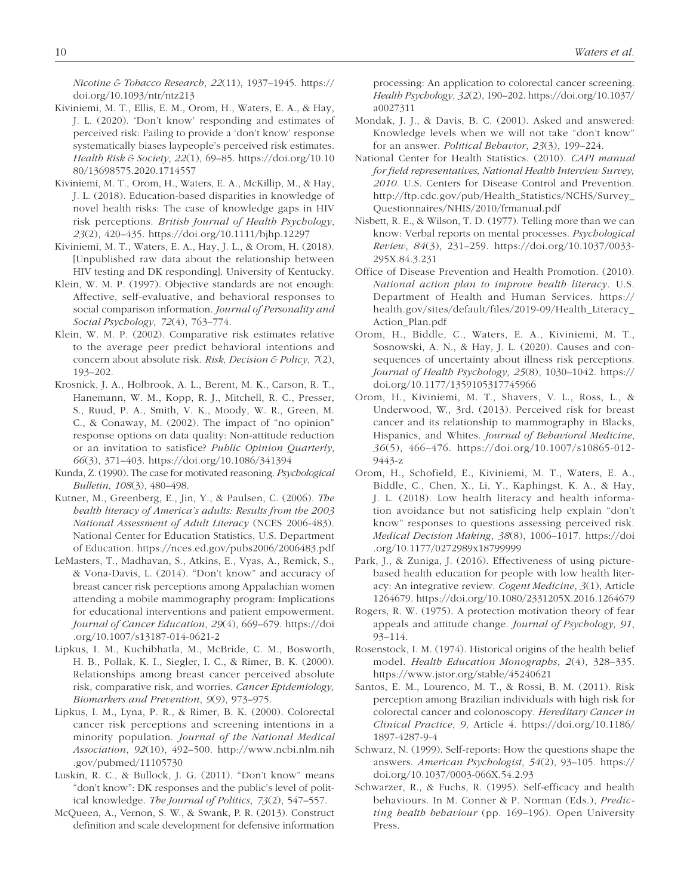*Nicotine & Tobacco Research*, *22*(11), 1937–1945. https://doi.org/10.1093/ntr/ntz213

Kiviniemi, M. T., Ellis, E. M., Orom, H., Waters, E. A., & Hay, J. L. (2020). 'Don't know' responding and estimates of perceived risk: Failing to provide a 'don't know' response systematically biases laypeople's perceived risk estimates. *Health Risk & Society*, *22*(1), 69–85. https://doi.org/10.1080/13698575.2020.1714557

Kiviniemi, M. T., Orom, H., Waters, E. A., McKillip, M., & Hay, J. L. (2018). Education-based disparities in knowledge of novel health risks: The case of knowledge gaps in HIV risk perceptions. *British Journal of Health Psychology*, *23*(2), 420–435. https://doi.org/10.1111/bjhp.12297

Kiviniemi, M. T., Waters, E. A., Hay, J. L., & Orom, H. (2018). [Unpublished raw data about the relationship between HIV testing and DK responding]. University of Kentucky.

Klein, W. M. P. (1997). Objective standards are not enough: Affective, self-evaluative, and behavioral responses to social comparison information. *Journal of Personality and Social Psychology*, *72*(4), 763–774.

Klein, W. M. P. (2002). Comparative risk estimates relative to the average peer predict behavioral intentions and concern about absolute risk. *Risk, Decision & Policy*, *7*(2), 193–202.

Krosnick, J. A., Holbrook, A. L., Berent, M. K., Carson, R. T., Hanemann, W. M., Kopp, R. J., Mitchell, R. C., Presser, S., Ruud, P. A., Smith, V. K., Moody, W. R., Green, M. C., & Conaway, M. (2002). The impact of "no opinion" response options on data quality: Non-attitude reduction or an invitation to satisfice? *Public Opinion Quarterly*, *66*(3), 371–403. https://doi.org/10.1086/341394

Kunda, Z. (1990). The case for motivated reasoning. *Psychological Bulletin*, *108*(3), 480–498.

Kutner, M., Greenberg, E., Jin, Y., & Paulsen, C. (2006). *The health literacy of America's adults: Results from the 2003 National Assessment of Adult Literacy* (NCES 2006-483). National Center for Education Statistics, U.S. Department of Education. https://nces.ed.gov/pubs2006/2006483.pdf

LeMasters, T., Madhavan, S., Atkins, E., Vyas, A., Remick, S., & Vona-Davis, L. (2014). "Don't know" and accuracy of breast cancer risk perceptions among Appalachian women attending a mobile mammography program: Implications for educational interventions and patient empowerment. *Journal of Cancer Education*, *29*(4), 669–679. https://doi.org/10.1007/s13187-014-0621-2

Lipkus, I. M., Kuchibhatla, M., McBride, C. M., Bosworth, H. B., Pollak, K. I., Siegler, I. C., & Rimer, B. K. (2000). Relationships among breast cancer perceived absolute risk, comparative risk, and worries. *Cancer Epidemiology, Biomarkers and Prevention*, *9*(9), 973–975.

Lipkus, I. M., Lyna, P. R., & Rimer, B. K. (2000). Colorectal cancer risk perceptions and screening intentions in a minority population. *Journal of the National Medical Association*, *92*(10), 492–500. http://www.ncbi.nlm.nih.gov/pubmed/11105730

Luskin, R. C., & Bullock, J. G. (2011). "Don't know" means "don't know": DK responses and the public's level of political knowledge. *The Journal of Politics*, *73*(2), 547–557.

McQueen, A., Vernon, S. W., & Swank, P. R. (2013). Construct definition and scale development for defensive information processing: An application to colorectal cancer screening. *Health Psychology*, *32*(2), 190–202. https://doi.org/10.1037/a0027311

Mondak, J. J., & Davis, B. C. (2001). Asked and answered: Knowledge levels when we will not take "don't know" for an answer. *Political Behavior*, *23*(3), 199–224.

National Center for Health Statistics. (2010). *CAPI manual for field representatives, National Health Interview Survey, 2010*. U.S. Centers for Disease Control and Prevention. http://ftp.cdc.gov/pub/Health_Statistics/NCHS/Survey_Questionnaires/NHIS/2010/frmanual.pdf

Nisbett, R. E., & Wilson, T. D. (1977). Telling more than we can know: Verbal reports on mental processes. *Psychological Review*, *84*(3), 231–259. https://doi.org/10.1037/0033-295X.84.3.231

Office of Disease Prevention and Health Promotion. (2010). *National action plan to improve health literacy*. U.S. Department of Health and Human Services. https://health.gov/sites/default/files/2019-09/Health_Literacy_Action_Plan.pdf

Orom, H., Biddle, C., Waters, E. A., Kiviniemi, M. T., Sosnowski, A. N., & Hay, J. L. (2020). Causes and consequences of uncertainty about illness risk perceptions. *Journal of Health Psychology*, *25*(8), 1030–1042. https://doi.org/10.1177/1359105317745966

Orom, H., Kiviniemi, M. T., Shavers, V. L., Ross, L., & Underwood, W., 3rd. (2013). Perceived risk for breast cancer and its relationship to mammography in Blacks, Hispanics, and Whites. *Journal of Behavioral Medicine*, *36*(5), 466–476. https://doi.org/10.1007/s10865-012-9443-z

Orom, H., Schofield, E., Kiviniemi, M. T., Waters, E. A., Biddle, C., Chen, X., Li, Y., Kaphingst, K. A., & Hay, J. L. (2018). Low health literacy and health information avoidance but not satisficing help explain "don't know" responses to questions assessing perceived risk. *Medical Decision Making*, *38*(8), 1006–1017. https://doi.org/10.1177/0272989x18799999

Park, J., & Zuniga, J. (2016). Effectiveness of using picture-based health education for people with low health literacy: An integrative review. *Cogent Medicine*, *3*(1), Article 1264679. https://doi.org/10.1080/2331205X.2016.1264679

Rogers, R. W. (1975). A protection motivation theory of fear appeals and attitude change. *Journal of Psychology*, *91*, 93–114.

Rosenstock, I. M. (1974). Historical origins of the health belief model. *Health Education Monographs*, *2*(4), 328–335. https://www.jstor.org/stable/45240621

Santos, E. M., Lourenco, M. T., & Rossi, B. M. (2011). Risk perception among Brazilian individuals with high risk for colorectal cancer and colonoscopy. *Hereditary Cancer in Clinical Practice*, *9*, Article 4. https://doi.org/10.1186/1897-4287-9-4

Schwarz, N. (1999). Self-reports: How the questions shape the answers. *American Psychologist*, *54*(2), 93–105. https://doi.org/10.1037/0003-066X.54.2.93

Schwarzer, R., & Fuchs, R. (1995). Self-efficacy and health behaviours. In M. Conner & P. Norman (Eds.), *Predicting health behaviour* (pp. 169–196). Open University Press.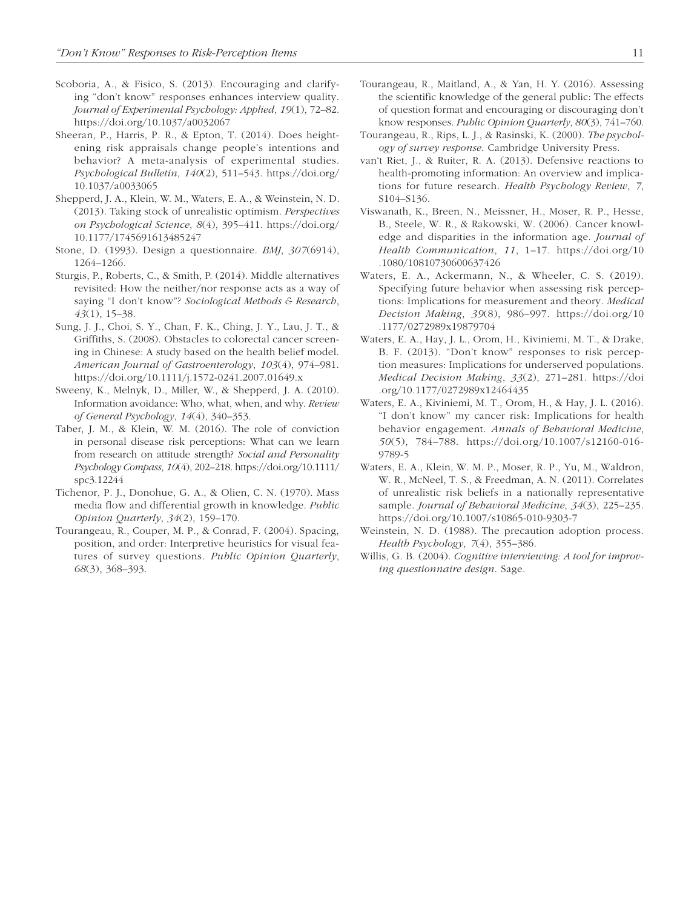Scoboria, A., & Fisico, S. (2013). Encouraging and clarifying "don't know" responses enhances interview quality. *Journal of Experimental Psychology: Applied*, *19*(1), 72–82. https://doi.org/10.1037/a0032067

Sheeran, P., Harris, P. R., & Epton, T. (2014). Does heightening risk appraisals change people's intentions and behavior? A meta-analysis of experimental studies. *Psychological Bulletin*, *140*(2), 511–543. https://doi.org/10.1037/a0033065

Shepperd, J. A., Klein, W. M., Waters, E. A., & Weinstein, N. D. (2013). Taking stock of unrealistic optimism. *Perspectives on Psychological Science*, *8*(4), 395–411. https://doi.org/10.1177/1745691613485247

Stone, D. (1993). Design a questionnaire. *BMJ*, *307*(6914), 1264–1266.

Sturgis, P., Roberts, C., & Smith, P. (2014). Middle alternatives revisited: How the neither/nor response acts as a way of saying "I don't know"? *Sociological Methods & Research*, *43*(1), 15–38.

Sung, J. J., Choi, S. Y., Chan, F. K., Ching, J. Y., Lau, J. T., & Griffiths, S. (2008). Obstacles to colorectal cancer screening in Chinese: A study based on the health belief model. *American Journal of Gastroenterology*, *103*(4), 974–981. https://doi.org/10.1111/j.1572-0241.2007.01649.x

Sweeny, K., Melnyk, D., Miller, W., & Shepperd, J. A. (2010). Information avoidance: Who, what, when, and why. *Review of General Psychology*, *14*(4), 340–353.

Taber, J. M., & Klein, W. M. (2016). The role of conviction in personal disease risk perceptions: What can we learn from research on attitude strength? *Social and Personality Psychology Compass*, *10*(4), 202–218. https://doi.org/10.1111/spc3.12244

Tichenor, P. J., Donohue, G. A., & Olien, C. N. (1970). Mass media flow and differential growth in knowledge. *Public Opinion Quarterly*, *34*(2), 159–170.

Tourangeau, R., Couper, M. P., & Conrad, F. (2004). Spacing, position, and order: Interpretive heuristics for visual features of survey questions. *Public Opinion Quarterly*, *68*(3), 368–393.

Tourangeau, R., Maitland, A., & Yan, H. Y. (2016). Assessing the scientific knowledge of the general public: The effects of question format and encouraging or discouraging don't know responses. *Public Opinion Quarterly*, *80*(3), 741–760.

Tourangeau, R., Rips, L. J., & Rasinski, K. (2000). *The psychology of survey response*. Cambridge University Press.

van't Riet, J., & Ruiter, R. A. (2013). Defensive reactions to health-promoting information: An overview and implications for future research. *Health Psychology Review*, *7*, S104–S136.

Viswanath, K., Breen, N., Meissner, H., Moser, R. P., Hesse, B., Steele, W. R., & Rakowski, W. (2006). Cancer knowledge and disparities in the information age. *Journal of Health Communication*, *11*, 1–17. https://doi.org/10.1080/10810730600637426

Waters, E. A., Ackermann, N., & Wheeler, C. S. (2019). Specifying future behavior when assessing risk perceptions: Implications for measurement and theory. *Medical Decision Making*, *39*(8), 986–997. https://doi.org/10.1177/0272989x19879704

Waters, E. A., Hay, J. L., Orom, H., Kiviniemi, M. T., & Drake, B. F. (2013). "Don't know" responses to risk perception measures: Implications for underserved populations. *Medical Decision Making*, *33*(2), 271–281. https://doi.org/10.1177/0272989x12464435

Waters, E. A., Kiviniemi, M. T., Orom, H., & Hay, J. L. (2016). "I don't know" my cancer risk: Implications for health behavior engagement. *Annals of Behavioral Medicine*, *50*(5), 784–788. https://doi.org/10.1007/s12160-016-9789-5

Waters, E. A., Klein, W. M. P., Moser, R. P., Yu, M., Waldron, W. R., McNeel, T. S., & Freedman, A. N. (2011). Correlates of unrealistic risk beliefs in a nationally representative sample. *Journal of Behavioral Medicine*, *34*(3), 225–235. https://doi.org/10.1007/s10865-010-9303-7

Weinstein, N. D. (1988). The precaution adoption process. *Health Psychology*, *7*(4), 355–386.

Willis, G. B. (2004). *Cognitive interviewing: A tool for improving questionnaire design*. Sage.